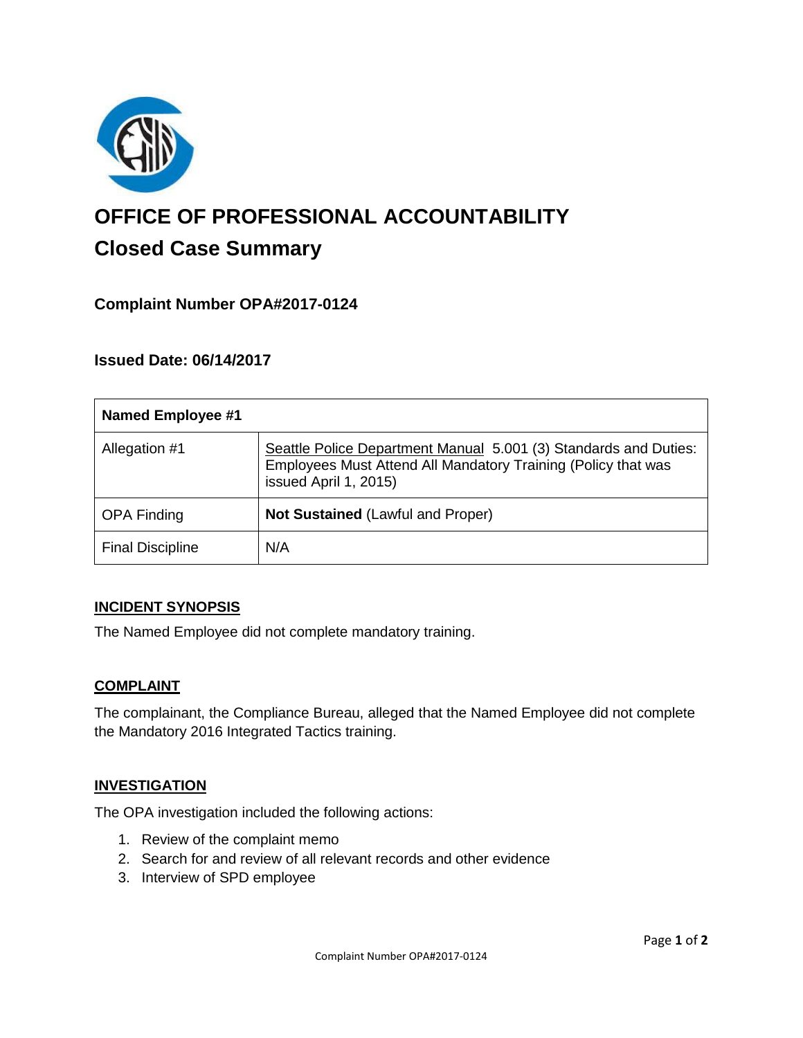# OFFICE OF PROFESSIONAL ACCOUNTABILITY

## Closed Case Summary

### Complaint Number OPA#2017-0124

### Issued Date: 06/14/2017

| Named Employee #1 | |
|---|---|
| Allegation #1 | Seattle Police Department Manual 5.001 (3) Standards and Duties: Employees Must Attend All Mandatory Training (Policy that was issued April 1, 2015) |
| OPA Finding | **Not Sustained** (Lawful and Proper) |
| Final Discipline | N/A |

### INCIDENT SYNOPSIS

The Named Employee did not complete mandatory training.

### COMPLAINT

The complainant, the Compliance Bureau, alleged that the Named Employee did not complete the Mandatory 2016 Integrated Tactics training.

### INVESTIGATION

The OPA investigation included the following actions:

1. Review of the complaint memo
2. Search for and review of all relevant records and other evidence
3. Interview of SPD employee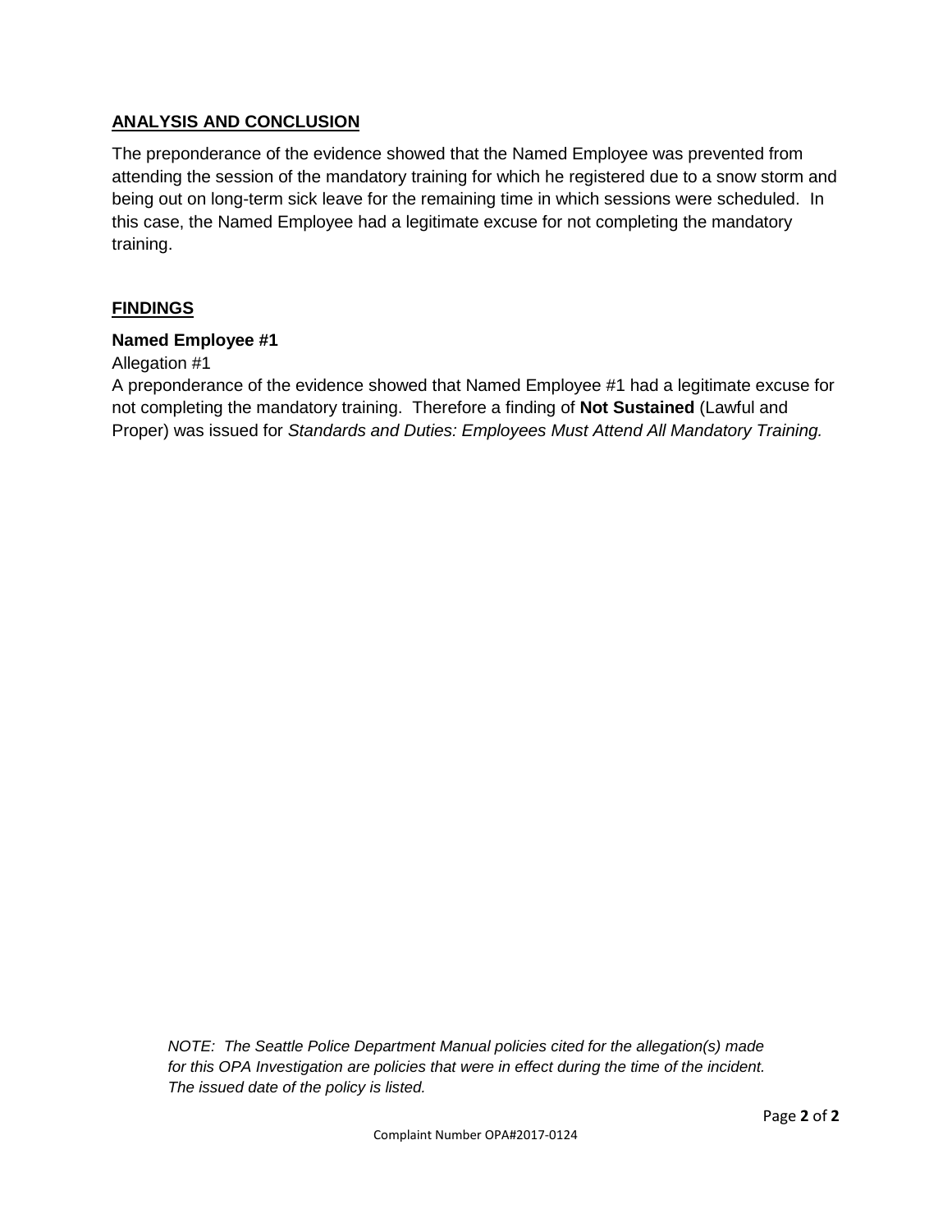## ANALYSIS AND CONCLUSION

The preponderance of the evidence showed that the Named Employee was prevented from attending the session of the mandatory training for which he registered due to a snow storm and being out on long-term sick leave for the remaining time in which sessions were scheduled. In this case, the Named Employee had a legitimate excuse for not completing the mandatory training.

## FINDINGS

**Named Employee #1**

Allegation #1

A preponderance of the evidence showed that Named Employee #1 had a legitimate excuse for not completing the mandatory training. Therefore a finding of **Not Sustained** (Lawful and Proper) was issued for *Standards and Duties: Employees Must Attend All Mandatory Training.*

*NOTE: The Seattle Police Department Manual policies cited for the allegation(s) made for this OPA Investigation are policies that were in effect during the time of the incident. The issued date of the policy is listed.*

Complaint Number OPA#2017-0124